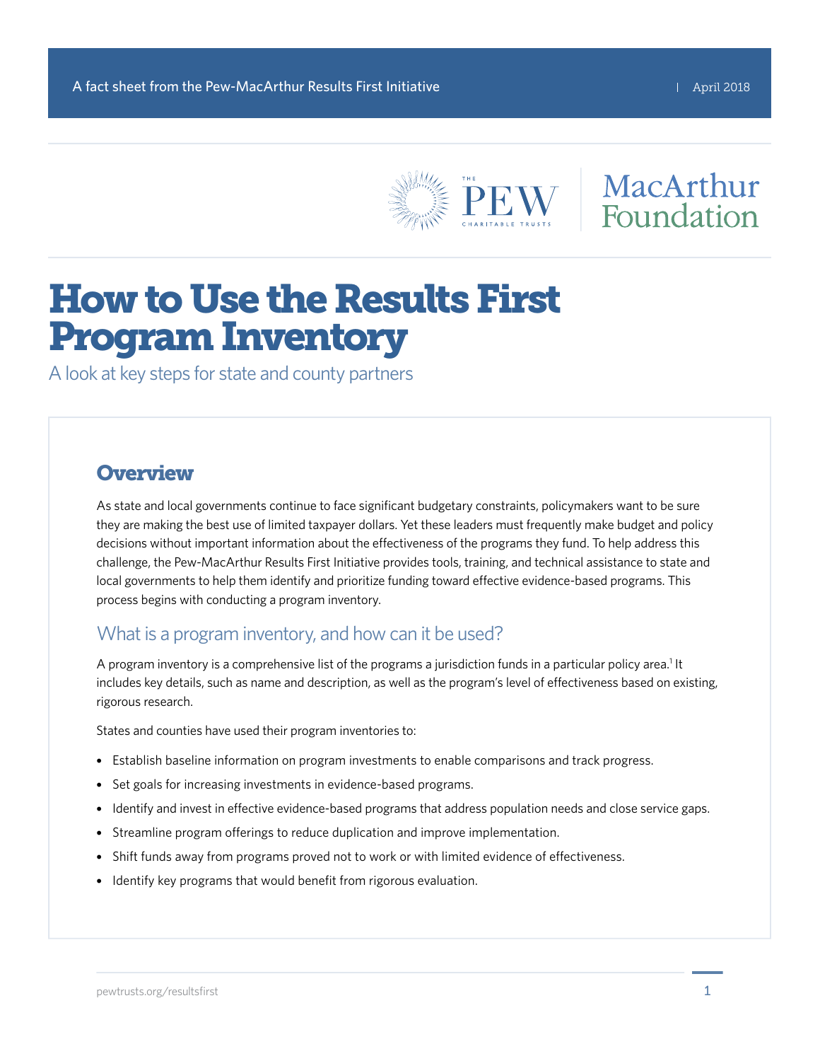A fact sheet from the Pew-MacArthur Results First Initiative | April 2018

# How to Use the Results First Program Inventory

A look at key steps for state and county partners

## Overview

As state and local governments continue to face significant budgetary constraints, policymakers want to be sure they are making the best use of limited taxpayer dollars. Yet these leaders must frequently make budget and policy decisions without important information about the effectiveness of the programs they fund. To help address this challenge, the Pew-MacArthur Results First Initiative provides tools, training, and technical assistance to state and local governments to help them identify and prioritize funding toward effective evidence-based programs. This process begins with conducting a program inventory.

### What is a program inventory, and how can it be used?

A program inventory is a comprehensive list of the programs a jurisdiction funds in a particular policy area.[1] It includes key details, such as name and description, as well as the program's level of effectiveness based on existing, rigorous research.

States and counties have used their program inventories to:

- Establish baseline information on program investments to enable comparisons and track progress.
- Set goals for increasing investments in evidence-based programs.
- Identify and invest in effective evidence-based programs that address population needs and close service gaps.
- Streamline program offerings to reduce duplication and improve implementation.
- Shift funds away from programs proved not to work or with limited evidence of effectiveness.
- Identify key programs that would benefit from rigorous evaluation.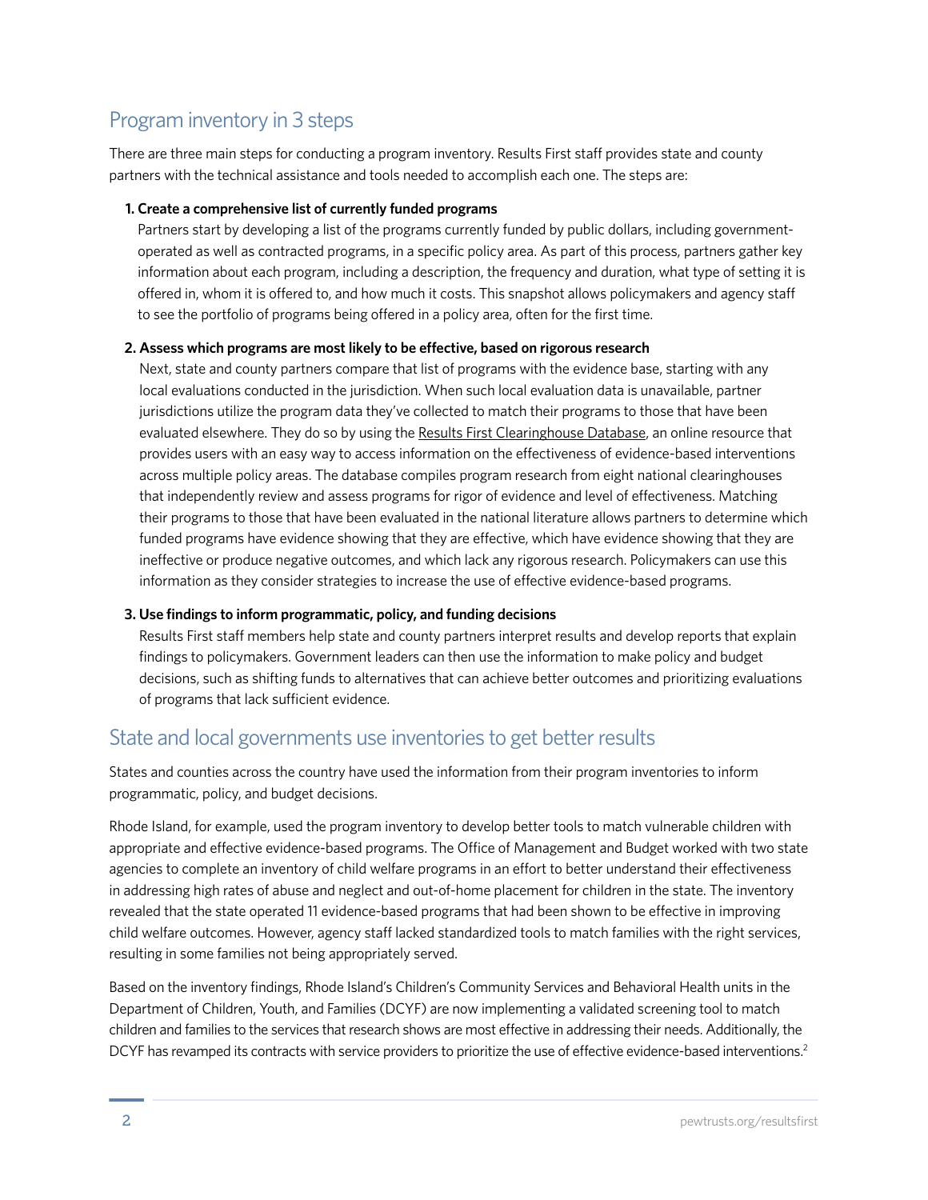## Program inventory in 3 steps

There are three main steps for conducting a program inventory. Results First staff provides state and county partners with the technical assistance and tools needed to accomplish each one. The steps are:

1. **Create a comprehensive list of currently funded programs**
   Partners start by developing a list of the programs currently funded by public dollars, including government-operated as well as contracted programs, in a specific policy area. As part of this process, partners gather key information about each program, including a description, the frequency and duration, what type of setting it is offered in, whom it is offered to, and how much it costs. This snapshot allows policymakers and agency staff to see the portfolio of programs being offered in a policy area, often for the first time.

2. **Assess which programs are most likely to be effective, based on rigorous research**
   Next, state and county partners compare that list of programs with the evidence base, starting with any local evaluations conducted in the jurisdiction. When such local evaluation data is unavailable, partner jurisdictions utilize the program data they've collected to match their programs to those that have been evaluated elsewhere. They do so by using the Results First Clearinghouse Database, an online resource that provides users with an easy way to access information on the effectiveness of evidence-based interventions across multiple policy areas. The database compiles program research from eight national clearinghouses that independently review and assess programs for rigor of evidence and level of effectiveness. Matching their programs to those that have been evaluated in the national literature allows partners to determine which funded programs have evidence showing that they are effective, which have evidence showing that they are ineffective or produce negative outcomes, and which lack any rigorous research. Policymakers can use this information as they consider strategies to increase the use of effective evidence-based programs.

3. **Use findings to inform programmatic, policy, and funding decisions**
   Results First staff members help state and county partners interpret results and develop reports that explain findings to policymakers. Government leaders can then use the information to make policy and budget decisions, such as shifting funds to alternatives that can achieve better outcomes and prioritizing evaluations of programs that lack sufficient evidence.

## State and local governments use inventories to get better results

States and counties across the country have used the information from their program inventories to inform programmatic, policy, and budget decisions.

Rhode Island, for example, used the program inventory to develop better tools to match vulnerable children with appropriate and effective evidence-based programs. The Office of Management and Budget worked with two state agencies to complete an inventory of child welfare programs in an effort to better understand their effectiveness in addressing high rates of abuse and neglect and out-of-home placement for children in the state. The inventory revealed that the state operated 11 evidence-based programs that had been shown to be effective in improving child welfare outcomes. However, agency staff lacked standardized tools to match families with the right services, resulting in some families not being appropriately served.

Based on the inventory findings, Rhode Island's Children's Community Services and Behavioral Health units in the Department of Children, Youth, and Families (DCYF) are now implementing a validated screening tool to match children and families to the services that research shows are most effective in addressing their needs. Additionally, the DCYF has revamped its contracts with service providers to prioritize the use of effective evidence-based interventions.[2]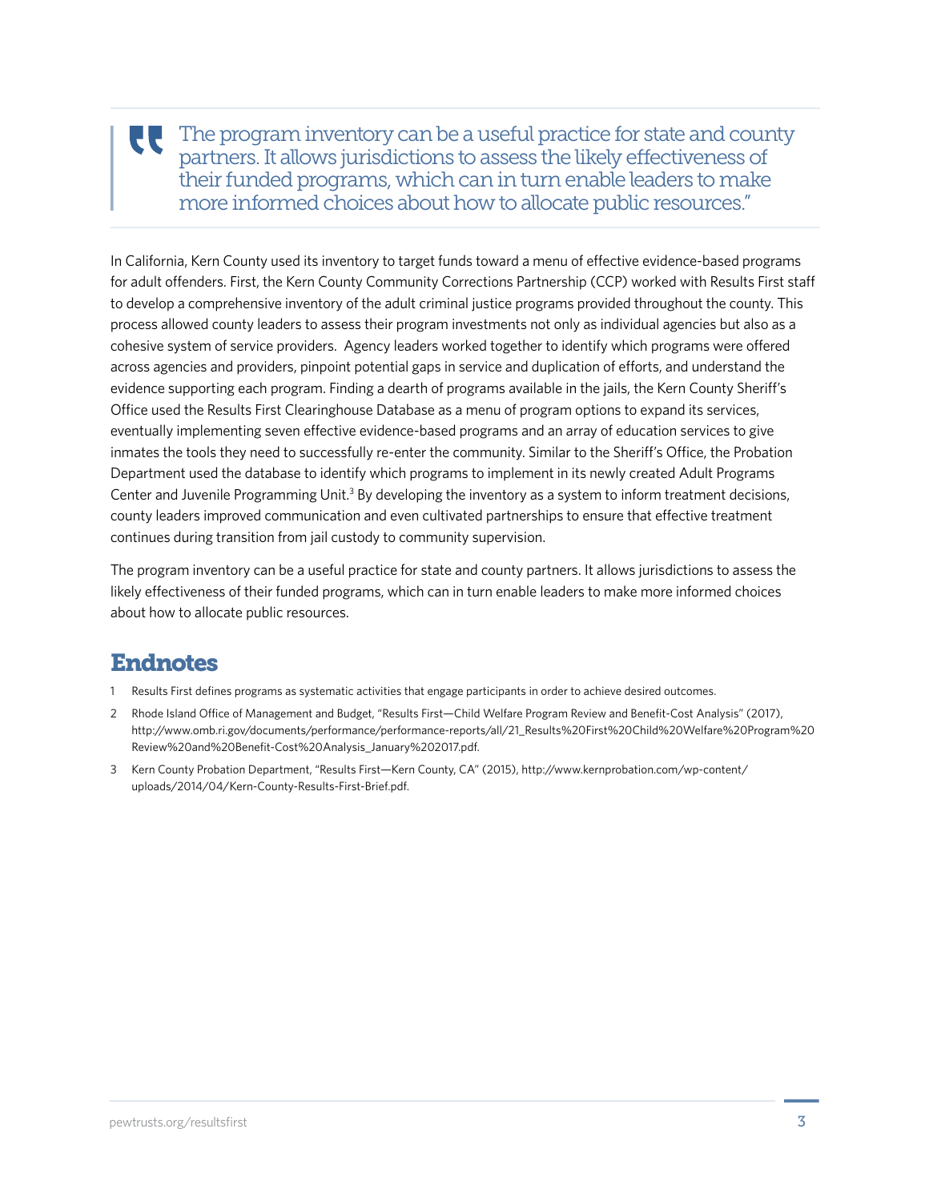> The program inventory can be a useful practice for state and county partners. It allows jurisdictions to assess the likely effectiveness of their funded programs, which can in turn enable leaders to make more informed choices about how to allocate public resources."

In California, Kern County used its inventory to target funds toward a menu of effective evidence-based programs for adult offenders. First, the Kern County Community Corrections Partnership (CCP) worked with Results First staff to develop a comprehensive inventory of the adult criminal justice programs provided throughout the county. This process allowed county leaders to assess their program investments not only as individual agencies but also as a cohesive system of service providers. Agency leaders worked together to identify which programs were offered across agencies and providers, pinpoint potential gaps in service and duplication of efforts, and understand the evidence supporting each program. Finding a dearth of programs available in the jails, the Kern County Sheriff's Office used the Results First Clearinghouse Database as a menu of program options to expand its services, eventually implementing seven effective evidence-based programs and an array of education services to give inmates the tools they need to successfully re-enter the community. Similar to the Sheriff's Office, the Probation Department used the database to identify which programs to implement in its newly created Adult Programs Center and Juvenile Programming Unit.[3] By developing the inventory as a system to inform treatment decisions, county leaders improved communication and even cultivated partnerships to ensure that effective treatment continues during transition from jail custody to community supervision.

The program inventory can be a useful practice for state and county partners. It allows jurisdictions to assess the likely effectiveness of their funded programs, which can in turn enable leaders to make more informed choices about how to allocate public resources.

## Endnotes

1. Results First defines programs as systematic activities that engage participants in order to achieve desired outcomes.
2. Rhode Island Office of Management and Budget, "Results First—Child Welfare Program Review and Benefit-Cost Analysis" (2017), http://www.omb.ri.gov/documents/performance/performance-reports/all/21_Results%20First%20Child%20Welfare%20Program%20Review%20and%20Benefit-Cost%20Analysis_January%202017.pdf.
3. Kern County Probation Department, "Results First—Kern County, CA" (2015), http://www.kernprobation.com/wp-content/uploads/2014/04/Kern-County-Results-First-Brief.pdf.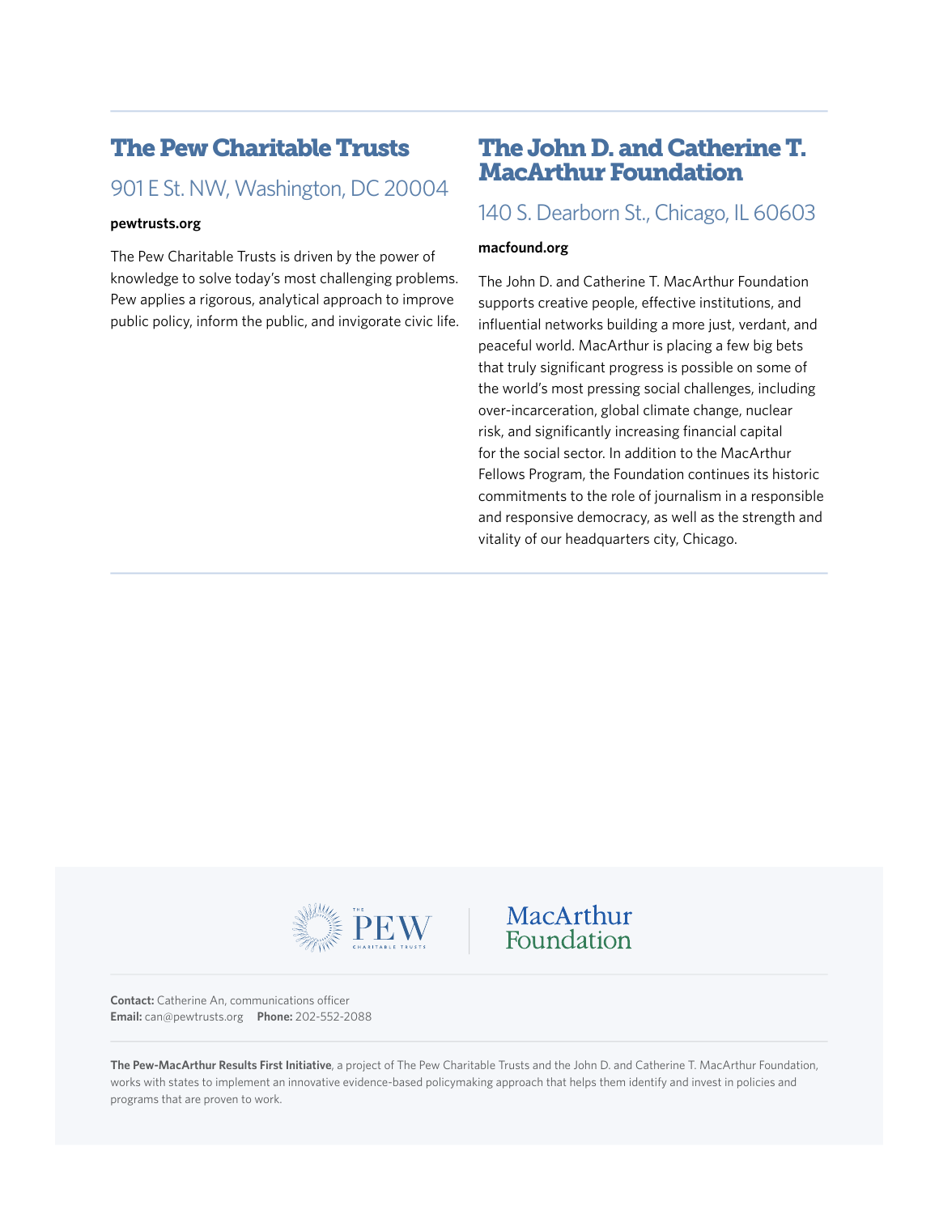## The Pew Charitable Trusts

901 E St. NW, Washington, DC 20004

**pewtrusts.org**

The Pew Charitable Trusts is driven by the power of knowledge to solve today's most challenging problems. Pew applies a rigorous, analytical approach to improve public policy, inform the public, and invigorate civic life.

## The John D. and Catherine T. MacArthur Foundation

140 S. Dearborn St., Chicago, IL 60603

**macfound.org**

The John D. and Catherine T. MacArthur Foundation supports creative people, effective institutions, and influential networks building a more just, verdant, and peaceful world. MacArthur is placing a few big bets that truly significant progress is possible on some of the world's most pressing social challenges, including over-incarceration, global climate change, nuclear risk, and significantly increasing financial capital for the social sector. In addition to the MacArthur Fellows Program, the Foundation continues its historic commitments to the role of journalism in a responsible and responsive democracy, as well as the strength and vitality of our headquarters city, Chicago.

**Contact:** Catherine An, communications officer
**Email:** can@pewtrusts.org **Phone:** 202-552-2088

**The Pew-MacArthur Results First Initiative**, a project of The Pew Charitable Trusts and the John D. and Catherine T. MacArthur Foundation, works with states to implement an innovative evidence-based policymaking approach that helps them identify and invest in policies and programs that are proven to work.